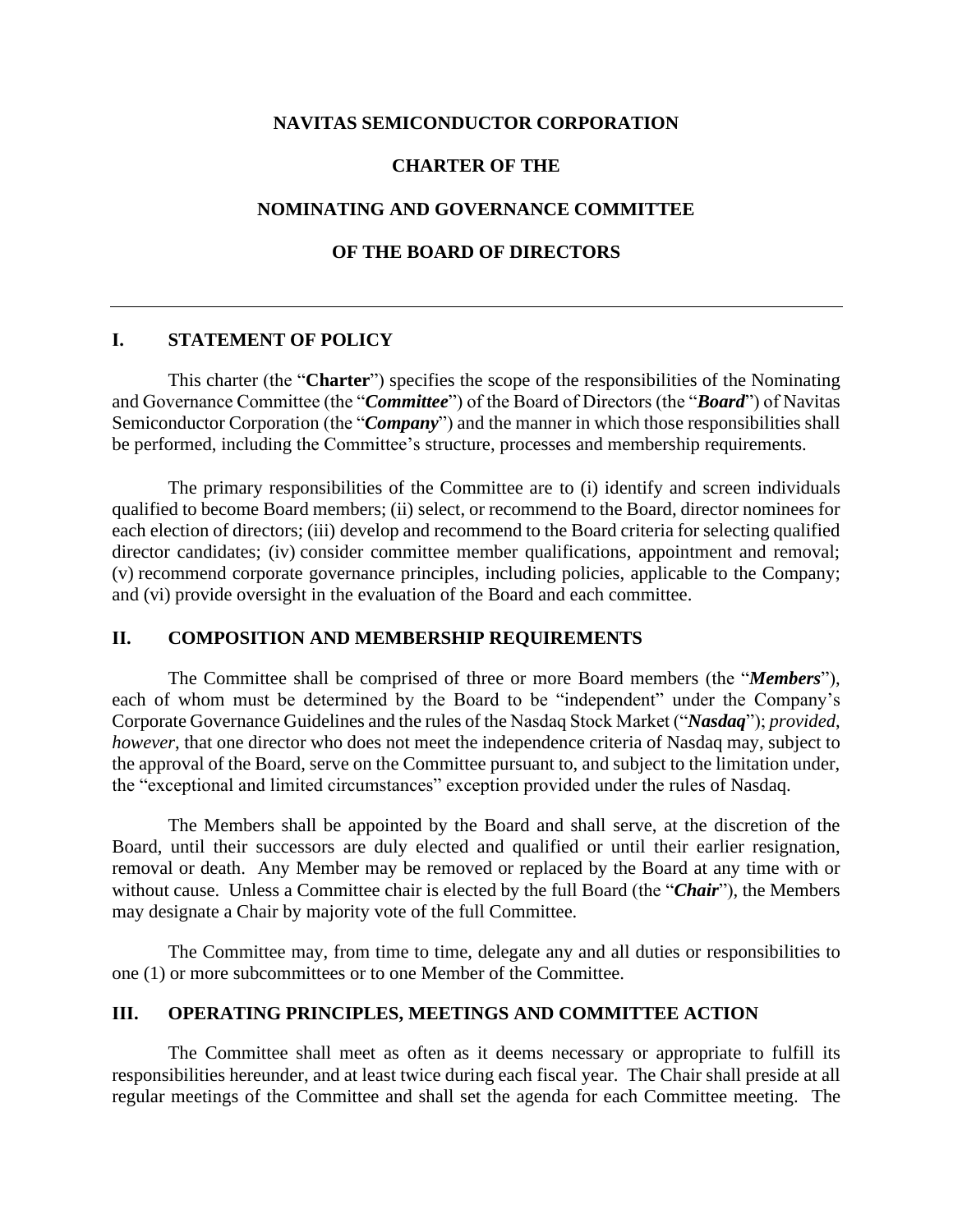# NAVITAS SEMICONDUCTOR CORPORATION

# CHARTER OF THE

# NOMINATING AND GOVERNANCE COMMITTEE

# OF THE BOARD OF DIRECTORS

---

## I. STATEMENT OF POLICY

This charter (the "**Charter**") specifies the scope of the responsibilities of the Nominating and Governance Committee (the "***Committee***") of the Board of Directors (the "***Board***") of Navitas Semiconductor Corporation (the "***Company***") and the manner in which those responsibilities shall be performed, including the Committee's structure, processes and membership requirements.

The primary responsibilities of the Committee are to (i) identify and screen individuals qualified to become Board members; (ii) select, or recommend to the Board, director nominees for each election of directors; (iii) develop and recommend to the Board criteria for selecting qualified director candidates; (iv) consider committee member qualifications, appointment and removal; (v) recommend corporate governance principles, including policies, applicable to the Company; and (vi) provide oversight in the evaluation of the Board and each committee.

## II. COMPOSITION AND MEMBERSHIP REQUIREMENTS

The Committee shall be comprised of three or more Board members (the "***Members***"), each of whom must be determined by the Board to be "independent" under the Company's Corporate Governance Guidelines and the rules of the Nasdaq Stock Market ("***Nasdaq***"); *provided*, *however*, that one director who does not meet the independence criteria of Nasdaq may, subject to the approval of the Board, serve on the Committee pursuant to, and subject to the limitation under, the "exceptional and limited circumstances" exception provided under the rules of Nasdaq.

The Members shall be appointed by the Board and shall serve, at the discretion of the Board, until their successors are duly elected and qualified or until their earlier resignation, removal or death. Any Member may be removed or replaced by the Board at any time with or without cause. Unless a Committee chair is elected by the full Board (the "***Chair***"), the Members may designate a Chair by majority vote of the full Committee.

The Committee may, from time to time, delegate any and all duties or responsibilities to one (1) or more subcommittees or to one Member of the Committee.

## III. OPERATING PRINCIPLES, MEETINGS AND COMMITTEE ACTION

The Committee shall meet as often as it deems necessary or appropriate to fulfill its responsibilities hereunder, and at least twice during each fiscal year. The Chair shall preside at all regular meetings of the Committee and shall set the agenda for each Committee meeting. The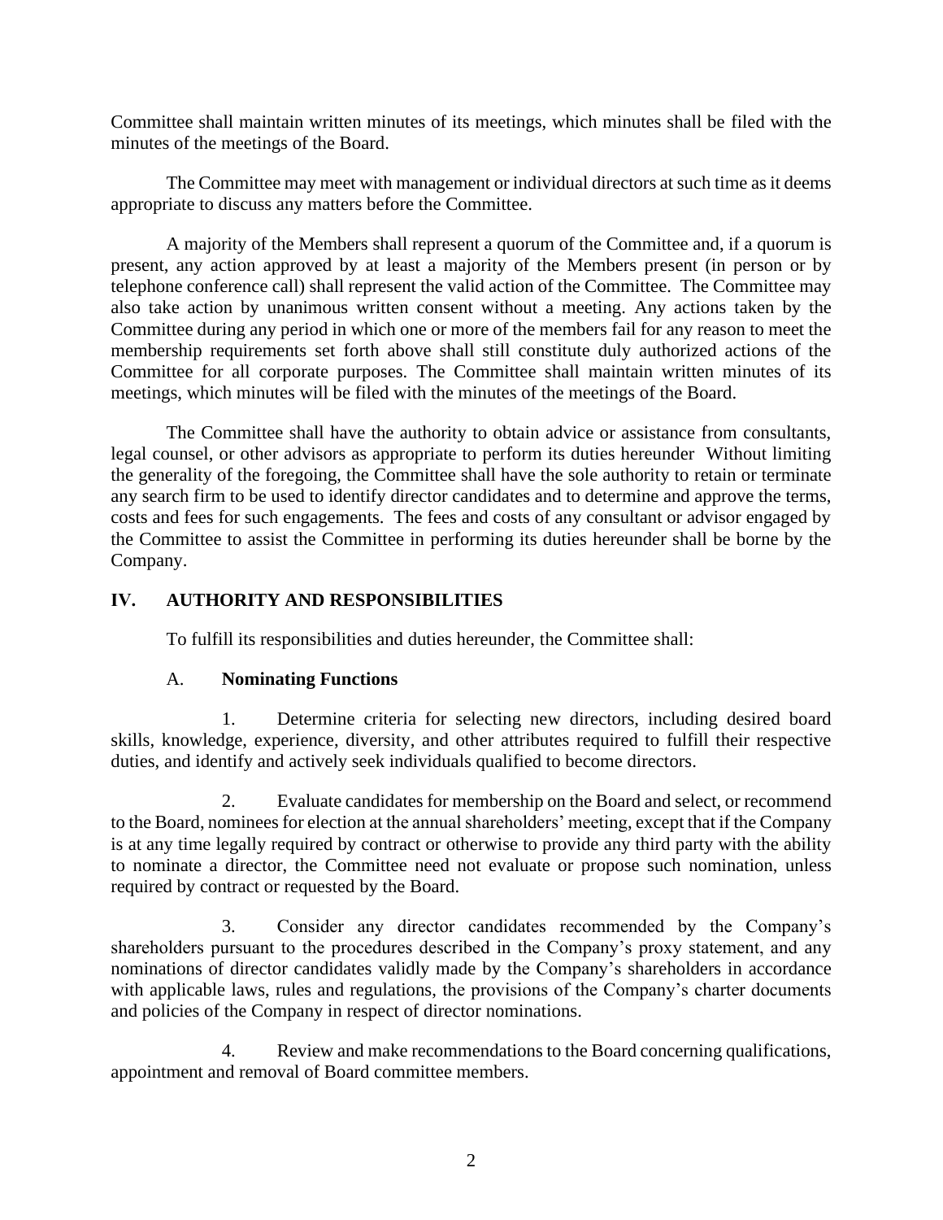Committee shall maintain written minutes of its meetings, which minutes shall be filed with the minutes of the meetings of the Board.

The Committee may meet with management or individual directors at such time as it deems appropriate to discuss any matters before the Committee.

A majority of the Members shall represent a quorum of the Committee and, if a quorum is present, any action approved by at least a majority of the Members present (in person or by telephone conference call) shall represent the valid action of the Committee. The Committee may also take action by unanimous written consent without a meeting. Any actions taken by the Committee during any period in which one or more of the members fail for any reason to meet the membership requirements set forth above shall still constitute duly authorized actions of the Committee for all corporate purposes. The Committee shall maintain written minutes of its meetings, which minutes will be filed with the minutes of the meetings of the Board.

The Committee shall have the authority to obtain advice or assistance from consultants, legal counsel, or other advisors as appropriate to perform its duties hereunder Without limiting the generality of the foregoing, the Committee shall have the sole authority to retain or terminate any search firm to be used to identify director candidates and to determine and approve the terms, costs and fees for such engagements. The fees and costs of any consultant or advisor engaged by the Committee to assist the Committee in performing its duties hereunder shall be borne by the Company.

## IV. AUTHORITY AND RESPONSIBILITIES

To fulfill its responsibilities and duties hereunder, the Committee shall:

### A. Nominating Functions

1. Determine criteria for selecting new directors, including desired board skills, knowledge, experience, diversity, and other attributes required to fulfill their respective duties, and identify and actively seek individuals qualified to become directors.

2. Evaluate candidates for membership on the Board and select, or recommend to the Board, nominees for election at the annual shareholders' meeting, except that if the Company is at any time legally required by contract or otherwise to provide any third party with the ability to nominate a director, the Committee need not evaluate or propose such nomination, unless required by contract or requested by the Board.

3. Consider any director candidates recommended by the Company's shareholders pursuant to the procedures described in the Company's proxy statement, and any nominations of director candidates validly made by the Company's shareholders in accordance with applicable laws, rules and regulations, the provisions of the Company's charter documents and policies of the Company in respect of director nominations.

4. Review and make recommendations to the Board concerning qualifications, appointment and removal of Board committee members.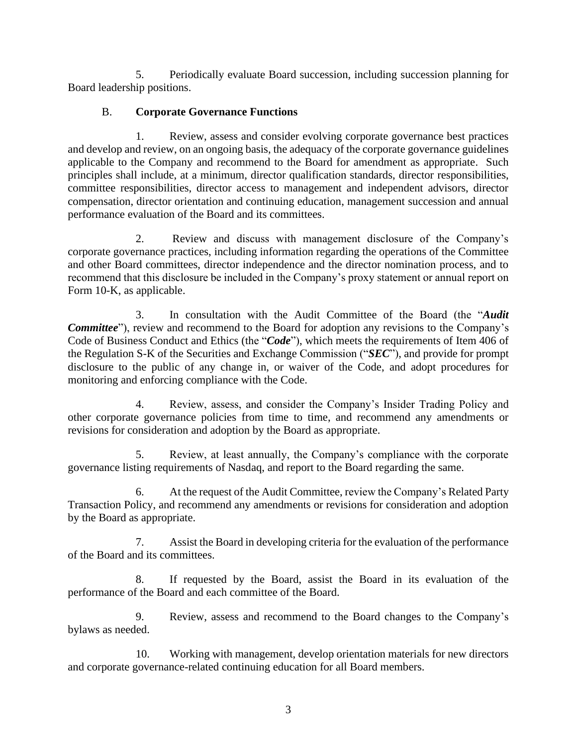5. Periodically evaluate Board succession, including succession planning for Board leadership positions.

### B. **Corporate Governance Functions**

1. Review, assess and consider evolving corporate governance best practices and develop and review, on an ongoing basis, the adequacy of the corporate governance guidelines applicable to the Company and recommend to the Board for amendment as appropriate. Such principles shall include, at a minimum, director qualification standards, director responsibilities, committee responsibilities, director access to management and independent advisors, director compensation, director orientation and continuing education, management succession and annual performance evaluation of the Board and its committees.

2. Review and discuss with management disclosure of the Company's corporate governance practices, including information regarding the operations of the Committee and other Board committees, director independence and the director nomination process, and to recommend that this disclosure be included in the Company's proxy statement or annual report on Form 10-K, as applicable.

3. In consultation with the Audit Committee of the Board (the "***Audit Committee***"), review and recommend to the Board for adoption any revisions to the Company's Code of Business Conduct and Ethics (the "***Code***"), which meets the requirements of Item 406 of the Regulation S-K of the Securities and Exchange Commission ("***SEC***"), and provide for prompt disclosure to the public of any change in, or waiver of the Code, and adopt procedures for monitoring and enforcing compliance with the Code.

4. Review, assess, and consider the Company's Insider Trading Policy and other corporate governance policies from time to time, and recommend any amendments or revisions for consideration and adoption by the Board as appropriate.

5. Review, at least annually, the Company's compliance with the corporate governance listing requirements of Nasdaq, and report to the Board regarding the same.

6. At the request of the Audit Committee, review the Company's Related Party Transaction Policy, and recommend any amendments or revisions for consideration and adoption by the Board as appropriate.

7. Assist the Board in developing criteria for the evaluation of the performance of the Board and its committees.

8. If requested by the Board, assist the Board in its evaluation of the performance of the Board and each committee of the Board.

9. Review, assess and recommend to the Board changes to the Company's bylaws as needed.

10. Working with management, develop orientation materials for new directors and corporate governance-related continuing education for all Board members.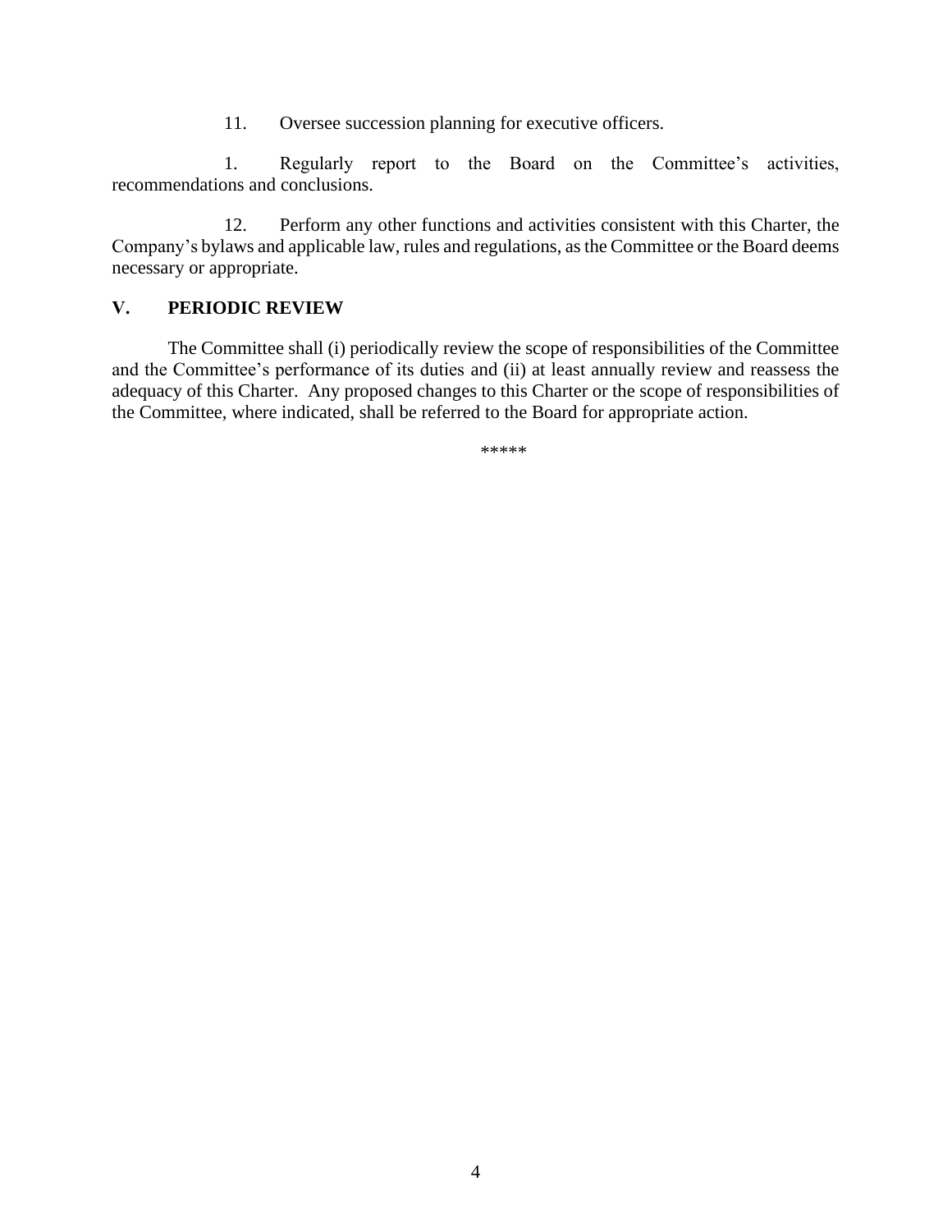11. Oversee succession planning for executive officers.

1. Regularly report to the Board on the Committee's activities, recommendations and conclusions.

12. Perform any other functions and activities consistent with this Charter, the Company's bylaws and applicable law, rules and regulations, as the Committee or the Board deems necessary or appropriate.

## V. PERIODIC REVIEW

The Committee shall (i) periodically review the scope of responsibilities of the Committee and the Committee's performance of its duties and (ii) at least annually review and reassess the adequacy of this Charter. Any proposed changes to this Charter or the scope of responsibilities of the Committee, where indicated, shall be referred to the Board for appropriate action.

*****